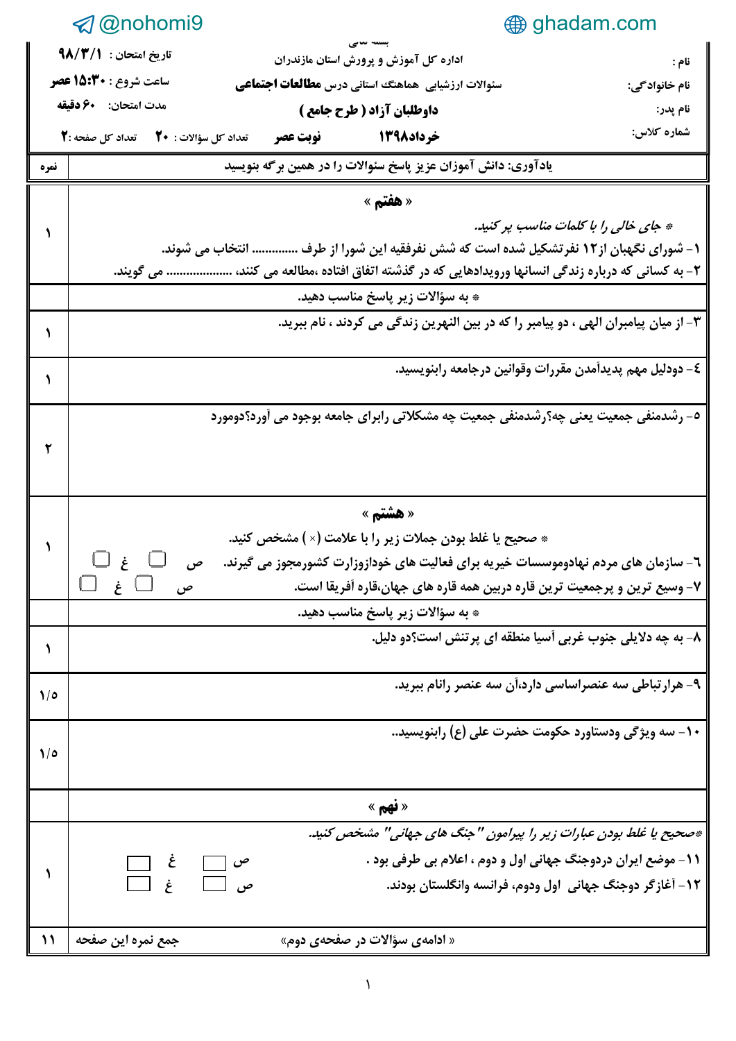@nohomi9 ghadam.com

بسمه تعالی

| | | |
|---|---|---|
| نام : | اداره کل آموزش و پرورش استان مازندران | تاریخ امتحان : ۹۸/۳/۱ |
| نام خانوادگی: | سئوالات ارزشیابی هماهنگ استانی درس **مطالعات اجتماعی** | ساعت شروع : **۱۵:۳۰ عصر** |
| نام پدر: | **داوطلبان آزاد ( طرح جامع )** | مدت امتحان: **۶۰ دقیقه** |
| شماره کلاس: | **خرداد۱۳۹۸** **نوبت عصر** | تعداد کل سؤالات : **۲۰** تعداد کل صفحه: **۲** |

| نمره | یادآوری: دانش آموزان عزیز پاسخ سئوالات را در همین برگه بنویسید |
|---|---|
| ۱ | **« هفتم »**<br>*\* جای خالی را با کلمات مناسب پر کنید.*<br>۱- شورای نگهبان از۱۲ نفرتشکیل شده است که شش نفرفقیه این شورا از طرف ............. انتخاب می شوند.<br>۲- به کسانی که درباره زندگی انسانها ورویدادهایی که در گذشته اتفاق افتاده ،مطالعه می کنند، .................... می گویند. |
| | \* به سؤالات زیر پاسخ مناسب دهید. |
| ۱ | ۳- از میان پیامبران الهی ، دو پیامبر را که در بین النهرین زندگی می کردند ، نام ببرید. |
| ۱ | ٤- دودلیل مهم پدیدآمدن مقررات وقوانین درجامعه رابنویسید. |
| ۲ | ٥- رشدمنفی جمعیت یعنی چه؟رشدمنفی جمعیت چه مشکلاتی رابرای جامعه بوجود می آورد؟دومورد |
| ۱ | **« هشتم »**<br>\* صحیح یا غلط بودن جملات زیر را با علامت (×) مشخص کنید.<br>٦- سازمان های مردم نهادوموسسات خیریه برای فعالیت های خوداززوارت کشورمجوز می گیرند. ص ☐ غ ☐<br>٧- وسیع ترین و پرجمعیت ترین قاره دربین همه قاره های جهان،قاره آفریقا است. ص ☐ غ ☐ |
| | \* به سؤالات زیر پاسخ مناسب دهید. |
| ۱ | ۸- به چه دلایلی جنوب غربی آسیا منطقه ای پر تنش است؟دو دلیل |
| ۱/٥ | ۹- هرارتباطی سه عنصراساسی دارد،آن سه عنصر رانام ببرید. |
| ۱/٥ | ۱۰- سه ویژگی ودستاورد حکومت حضرت علی (ع) رابنویسید.. |
| | **« نهم »** |
| ۱ | *\*صحیح یا غلط بودن عبارات زیر را پیرامون "جنگ های جهانی" مشخص کنید.*<br>۱۱- موضع ایران دردوجنگ جهانی اول و دوم ، اعلام بی طرفی بود . ص ☐ غ ☐<br>۱۲- آغازگر دوجنگ جهانی اول ودوم، فرانسه وانگلستان بودند. ص ☐ غ ☐ |
| ۱۱ | جمع نمره این صفحه « ادامه‌ی سؤالات در صفحه‌ی دوم» |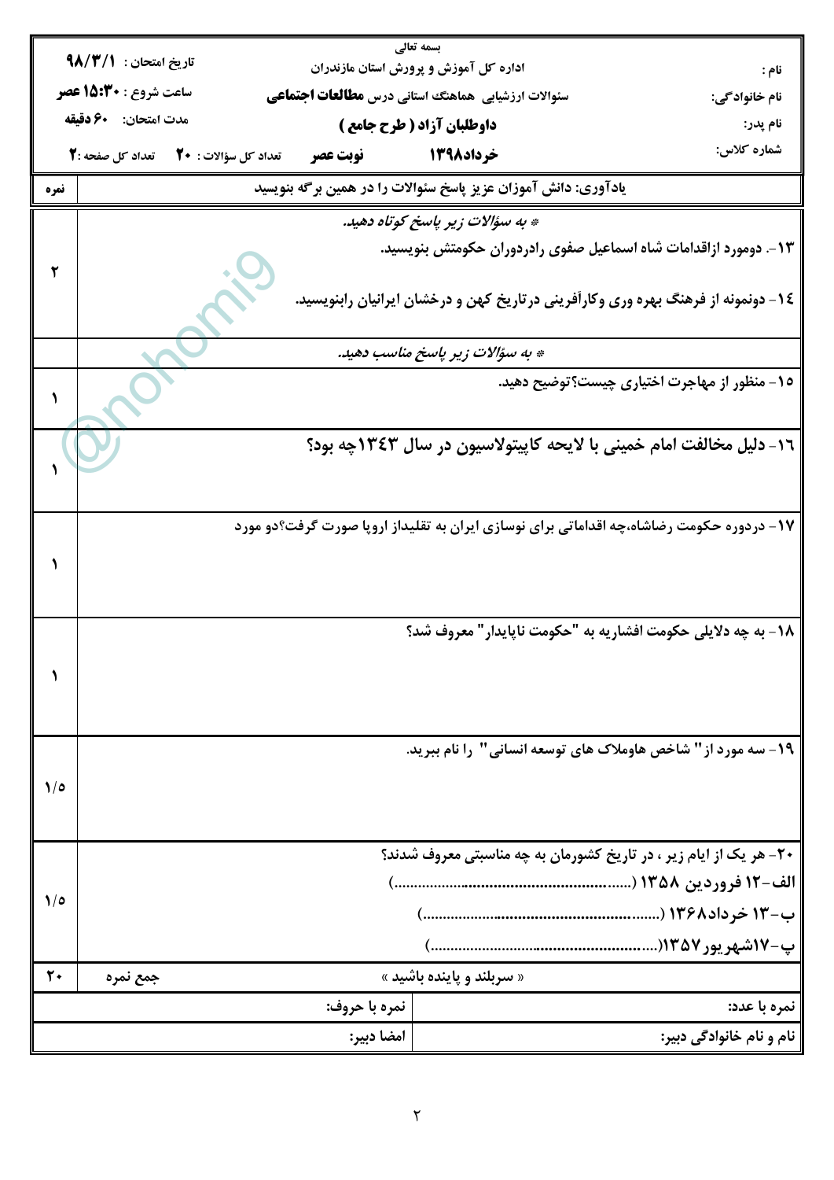بسمه تعالی

| | | |
|---|---|---|
| نام : | اداره کل آموزش و پرورش استان مازندران | تاریخ امتحان : ۹۸/۳/۱ |
| نام خانوادگی: | سئوالات ارزشیابی هماهنگ استانی درس **مطالعات اجتماعی** | ساعت شروع : **۱۵:۳۰ عصر** |
| نام پدر: | **داوطلبان آزاد ( طرح جامع )** | مدت امتحان: **۶۰ دقیقه** |
| شماره کلاس: | **خرداد۱۳۹۸** **نوبت عصر** | تعداد کل سؤالات : **۲۰** تعداد کل صفحه :**۲** |

| نمره | یادآوری: دانش آموزان عزیز پاسخ سئوالات را در همین برگه بنویسید |
|---|---|
| | *\* به سؤالات زیر پاسخ کوتاه دهید.* |
| ۲ | ۱۳- دومورد ازاقدامات شاه اسماعیل صفوی رادردوران حکومتش بنویسید.<br><br>۱۴- دونمونه از فرهنگ بهره وری وکارآفرینی درتاریخ کهن و درخشان ایرانیان رابنویسید. |
| | *\* به سؤالات زیر پاسخ مناسب دهید.* |
| ۱ | ۱۵- منظور از مهاجرت اختیاری چیست؟توضیح دهید. |
| ۱ | ۱۶- دلیل مخالفت امام خمینی با لایحه کاپیتولاسیون در سال ۱۳۴۳چه بود؟ |
| ۱ | ۱۷- دردوره حکومت رضاشاه،چه اقداماتی برای نوسازی ایران به تقلیداز اروپا صورت گرفت؟دو مورد |
| ۱ | ۱۸- به چه دلایلی حکومت افشاریه به "حکومت ناپایدار" معروف شد؟ |
| ۱/۵ | ۱۹- سه مورد از" شاخص هاوملاک های توسعه انسانی" را نام ببرید. |
| ۱/۵ | ۲۰- هر یک از ایام زیر ، در تاریخ کشورمان به چه مناسبتی معروف شدند؟<br>الف-۱۲ فروردین ۱۳۵۸ (..........................................................)<br>ب-۱۳ خرداد۱۳۶۸ (..........................................................)<br>پ-۱۷شهریور۱۳۵۷(..........................................................) |
| ۲۰ جمع نمره | « سربلند و پاینده باشید » |

| | |
|---|---|
| نمره با عدد: | نمره با حروف: |
| نام و نام خانوادگی دبیر: | امضا دبیر: |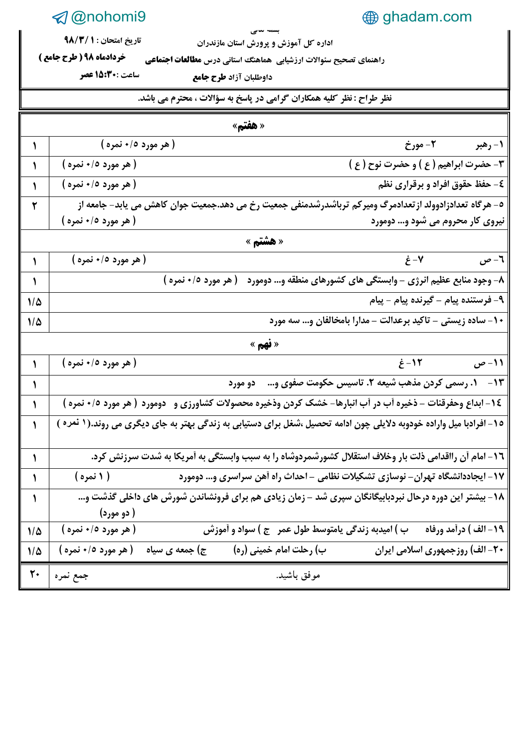بسمه تعالی

اداره کل آموزش و پرورش استان مازندران

راهنمای تصحیح سئوالات ارزشیابی هماهنگ استانی درس **مطالعات اجتماعی**

داوطلبان آزاد **طرح جامع**

تاریخ امتحان : ۹۸/۳/۱

**خردادماه ۹۸ ( طرح جامع )**

ساعت :۱۵:۳۰ عصر

**نظر طراح : نظر کلیه همکاران گرامی در پاسخ به سؤالات ، محترم می باشد.**

| | |
|---|---|
| **« هفتم»** | |
| ۱- رهبر ۲- مورخ ( هر مورد ۰/۵ نمره ) | ۱ |
| ۳- حضرت ابراهیم ( ع ) و حضرت نوح ( ع ) ( هر مورد ۰/۵ نمره ) | ۱ |
| ٤- حفظ حقوق افراد و برقراری نظم ( هر مورد ۰/۵ نمره ) | ۱ |
| ۵- هرگاه تعدادزادوولد ازتعدادمرگ ومیرکم ترباشدرشدمنفی جمعیت رخ می دهد.جمعیت جوان کاهش می یابد- جامعه از نیروی کار محروم می شود و... دومورد ( هر مورد ۰/۵ نمره ) | ۲ |
| **« هشتم »** | |
| ٦- ص ۷- غ ( هر مورد ۰/۵ نمره ) | ۱ |
| ۸- وجود منابع عظیم انرژی – وابستگی های کشورهای منطقه و... دومورد ( هر مورد ۰/۵ نمره ) | ۱ |
| ۹- فرستنده پیام – گیرنده پیام – پیام | ۱/۵ |
| ۱۰- ساده زیستی – تاکید برعدالت – مدارا بامخالفان و... سه مورد | ۱/۵ |
| **« نهم »** | |
| ۱۱- ص ۱۲- غ ( هر مورد ۰/۵ نمره ) | ۱ |
| ۱۳- ۱. رسمی کردن مذهب شیعه ۲. تاسیس حکومت صفوی و... دو مورد | ۱ |
| ١٤- ابداع وحفرقنات – ذخیره آب در آب انبارها- خشک کردن وذخیره محصولات کشاورزی و دومورد ( هر مورد ۰/۵ نمره ) | ۱ |
| ۱۵- افرادبا میل واراده خودوبه دلایلی چون ادامه تحصیل ،شغل برای دستیابی به زندگی بهتر به جای دیگری می روند.(۱ نمره ) | ۱ |
| ۱٦- امام آن رااقدامی ذلت بار وخلاف استقلال کشورشمردوشاه را به سبب وابستگی به آمریکا به شدت سرزنش کرد. | ۱ |
| ۱۷- ایجاددانشگاه تهران– نوسازی تشکیلات نظامی – احداث راه آهن سراسری و.... دومورد ( ۱ نمره ) | ۱ |
| ۱۸- بیشتر این دوره درحال نبردبابیگانگان سپری شد – زمان زیادی هم برای فرونشاندن شورش های داخلی گذشت و... ( دو مورد) | ۱ |
| ۱۹- الف ) درآمد ورفاه ب ) امیدبه زندگی یامتوسط طول عمر ج ) سواد و آموزش ( هر مورد ۰/۵ نمره ) | ۱/۵ |
| ۲۰- الف) روزجمهوری اسلامی ایران ب) رحلت امام خمینی (ره) ج) جمعه ی سیاه ( هر مورد ۰/۵ نمره ) | ۱/۵ |
| موفق باشید. جمع نمره | ۲۰ |